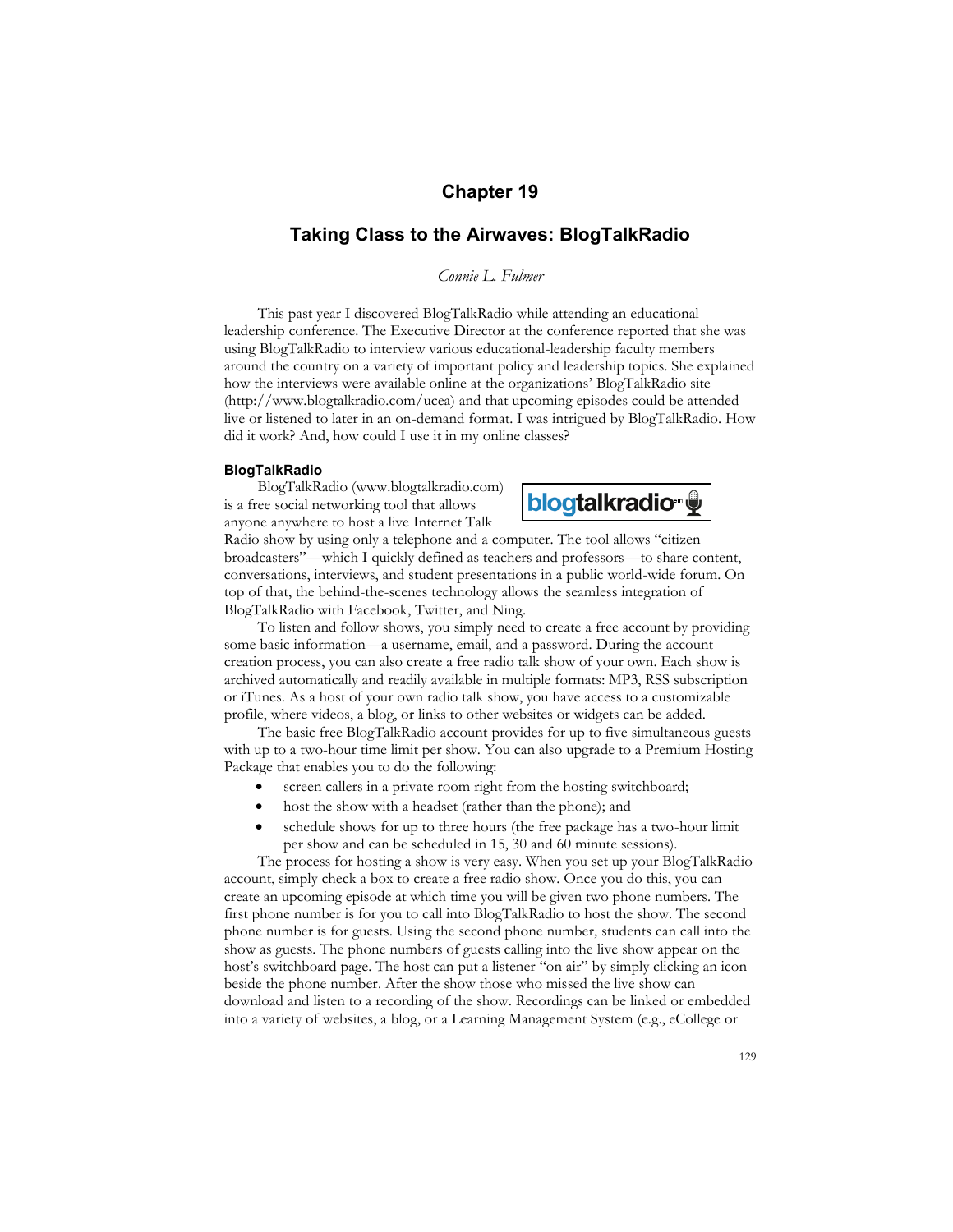# Chapter 19

## Taking Class to the Airwaves: BlogTalkRadio

*Connie L. Fulmer*

This past year I discovered BlogTalkRadio while attending an educational leadership conference. The Executive Director at the conference reported that she was using BlogTalkRadio to interview various educational-leadership faculty members around the country on a variety of important policy and leadership topics. She explained how the interviews were available online at the organizations' BlogTalkRadio site (http://www.blogtalkradio.com/ucea) and that upcoming episodes could be attended live or listened to later in an on-demand format. I was intrigued by BlogTalkRadio. How did it work? And, how could I use it in my online classes?

### BlogTalkRadio

BlogTalkRadio (www.blogtalkradio.com) is a free social networking tool that allows anyone anywhere to host a live Internet Talk Radio show by using only a telephone and a computer. The tool allows "citizen broadcasters"—which I quickly defined as teachers and professors—to share content, conversations, interviews, and student presentations in a public world-wide forum. On top of that, the behind-the-scenes technology allows the seamless integration of BlogTalkRadio with Facebook, Twitter, and Ning.

To listen and follow shows, you simply need to create a free account by providing some basic information—a username, email, and a password. During the account creation process, you can also create a free radio talk show of your own. Each show is archived automatically and readily available in multiple formats: MP3, RSS subscription or iTunes. As a host of your own radio talk show, you have access to a customizable profile, where videos, a blog, or links to other websites or widgets can be added.

The basic free BlogTalkRadio account provides for up to five simultaneous guests with up to a two-hour time limit per show. You can also upgrade to a Premium Hosting Package that enables you to do the following:

- screen callers in a private room right from the hosting switchboard;
- host the show with a headset (rather than the phone); and
- schedule shows for up to three hours (the free package has a two-hour limit per show and can be scheduled in 15, 30 and 60 minute sessions).

The process for hosting a show is very easy. When you set up your BlogTalkRadio account, simply check a box to create a free radio show. Once you do this, you can create an upcoming episode at which time you will be given two phone numbers. The first phone number is for you to call into BlogTalkRadio to host the show. The second phone number is for guests. Using the second phone number, students can call into the show as guests. The phone numbers of guests calling into the live show appear on the host's switchboard page. The host can put a listener "on air" by simply clicking an icon beside the phone number. After the show those who missed the live show can download and listen to a recording of the show. Recordings can be linked or embedded into a variety of websites, a blog, or a Learning Management System (e.g., eCollege or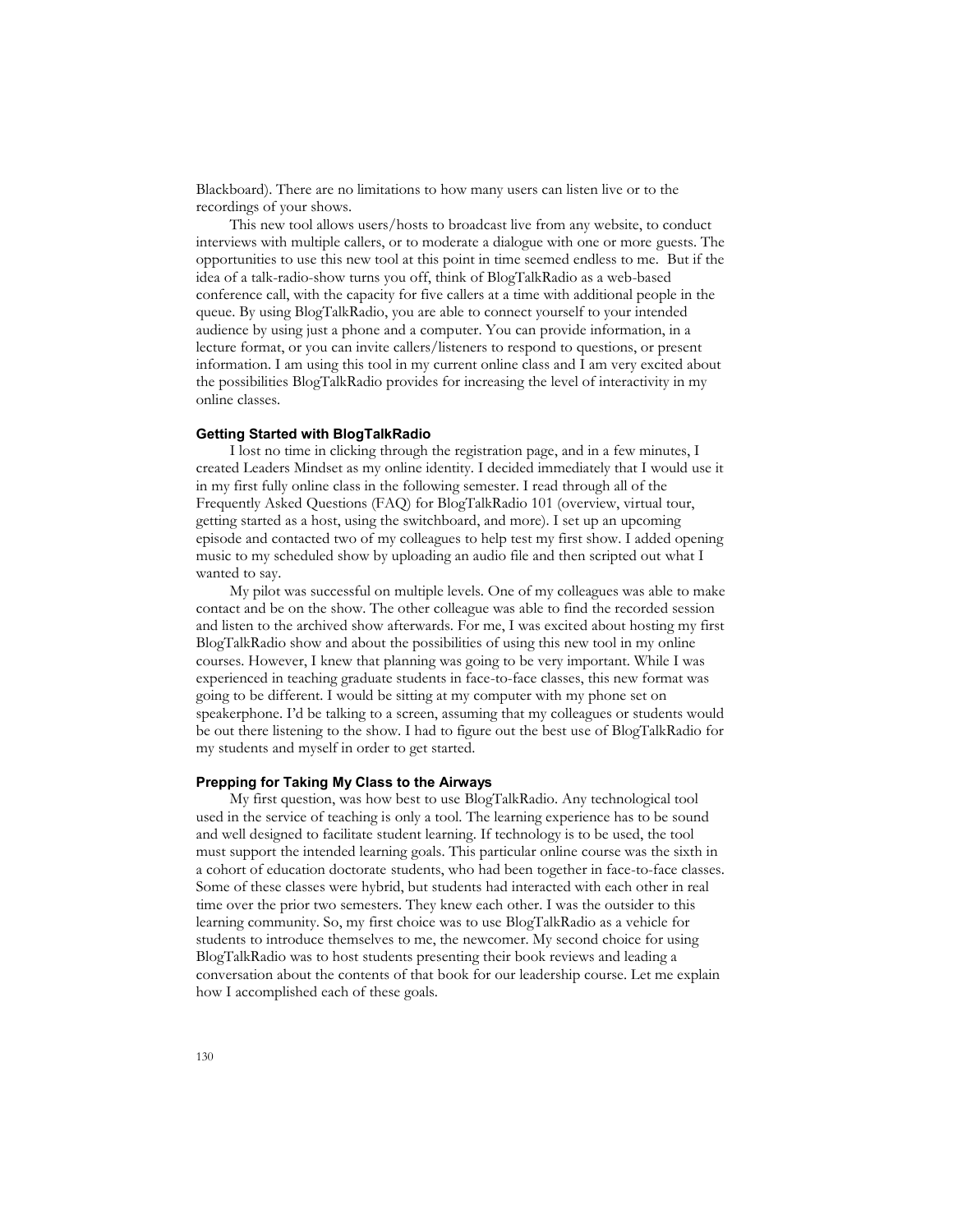Blackboard). There are no limitations to how many users can listen live or to the recordings of your shows.

This new tool allows users/hosts to broadcast live from any website, to conduct interviews with multiple callers, or to moderate a dialogue with one or more guests. The opportunities to use this new tool at this point in time seemed endless to me. But if the idea of a talk-radio-show turns you off, think of BlogTalkRadio as a web-based conference call, with the capacity for five callers at a time with additional people in the queue. By using BlogTalkRadio, you are able to connect yourself to your intended audience by using just a phone and a computer. You can provide information, in a lecture format, or you can invite callers/listeners to respond to questions, or present information. I am using this tool in my current online class and I am very excited about the possibilities BlogTalkRadio provides for increasing the level of interactivity in my online classes.

### Getting Started with BlogTalkRadio

I lost no time in clicking through the registration page, and in a few minutes, I created Leaders Mindset as my online identity. I decided immediately that I would use it in my first fully online class in the following semester. I read through all of the Frequently Asked Questions (FAQ) for BlogTalkRadio 101 (overview, virtual tour, getting started as a host, using the switchboard, and more). I set up an upcoming episode and contacted two of my colleagues to help test my first show. I added opening music to my scheduled show by uploading an audio file and then scripted out what I wanted to say.

My pilot was successful on multiple levels. One of my colleagues was able to make contact and be on the show. The other colleague was able to find the recorded session and listen to the archived show afterwards. For me, I was excited about hosting my first BlogTalkRadio show and about the possibilities of using this new tool in my online courses. However, I knew that planning was going to be very important. While I was experienced in teaching graduate students in face-to-face classes, this new format was going to be different. I would be sitting at my computer with my phone set on speakerphone. I'd be talking to a screen, assuming that my colleagues or students would be out there listening to the show. I had to figure out the best use of BlogTalkRadio for my students and myself in order to get started.

### Prepping for Taking My Class to the Airways

My first question, was how best to use BlogTalkRadio. Any technological tool used in the service of teaching is only a tool. The learning experience has to be sound and well designed to facilitate student learning. If technology is to be used, the tool must support the intended learning goals. This particular online course was the sixth in a cohort of education doctorate students, who had been together in face-to-face classes. Some of these classes were hybrid, but students had interacted with each other in real time over the prior two semesters. They knew each other. I was the outsider to this learning community. So, my first choice was to use BlogTalkRadio as a vehicle for students to introduce themselves to me, the newcomer. My second choice for using BlogTalkRadio was to host students presenting their book reviews and leading a conversation about the contents of that book for our leadership course. Let me explain how I accomplished each of these goals.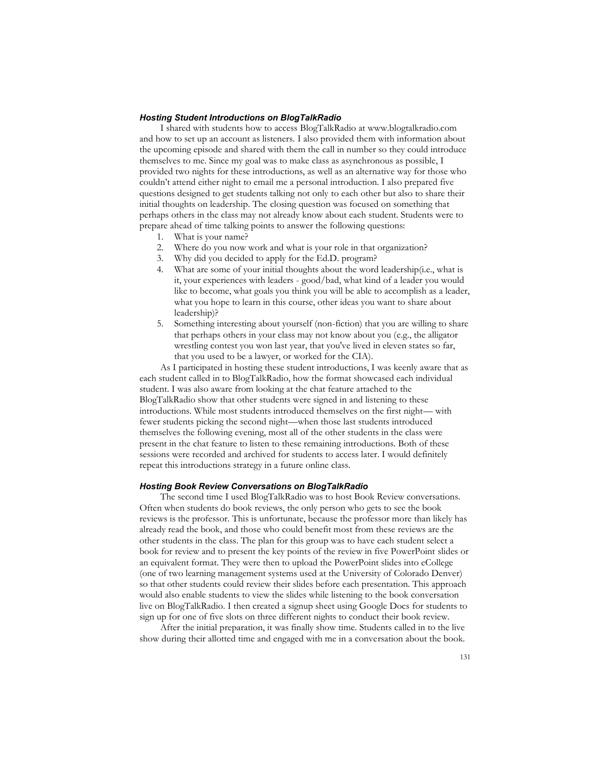### *Hosting Student Introductions on BlogTalkRadio*

I shared with students how to access BlogTalkRadio at www.blogtalkradio.com and how to set up an account as listeners. I also provided them with information about the upcoming episode and shared with them the call in number so they could introduce themselves to me. Since my goal was to make class as asynchronous as possible, I provided two nights for these introductions, as well as an alternative way for those who couldn't attend either night to email me a personal introduction. I also prepared five questions designed to get students talking not only to each other but also to share their initial thoughts on leadership. The closing question was focused on something that perhaps others in the class may not already know about each student. Students were to prepare ahead of time talking points to answer the following questions:

1. What is your name?
2. Where do you now work and what is your role in that organization?
3. Why did you decided to apply for the Ed.D. program?
4. What are some of your initial thoughts about the word leadership(i.e., what is it, your experiences with leaders - good/bad, what kind of a leader you would like to become, what goals you think you will be able to accomplish as a leader, what you hope to learn in this course, other ideas you want to share about leadership)?
5. Something interesting about yourself (non-fiction) that you are willing to share that perhaps others in your class may not know about you (e.g., the alligator wrestling contest you won last year, that you've lived in eleven states so far, that you used to be a lawyer, or worked for the CIA).

As I participated in hosting these student introductions, I was keenly aware that as each student called in to BlogTalkRadio, how the format showcased each individual student. I was also aware from looking at the chat feature attached to the BlogTalkRadio show that other students were signed in and listening to these introductions. While most students introduced themselves on the first night— with fewer students picking the second night—when those last students introduced themselves the following evening, most all of the other students in the class were present in the chat feature to listen to these remaining introductions. Both of these sessions were recorded and archived for students to access later. I would definitely repeat this introductions strategy in a future online class.

### *Hosting Book Review Conversations on BlogTalkRadio*

The second time I used BlogTalkRadio was to host Book Review conversations. Often when students do book reviews, the only person who gets to see the book reviews is the professor. This is unfortunate, because the professor more than likely has already read the book, and those who could benefit most from these reviews are the other students in the class. The plan for this group was to have each student select a book for review and to present the key points of the review in five PowerPoint slides or an equivalent format. They were then to upload the PowerPoint slides into eCollege (one of two learning management systems used at the University of Colorado Denver) so that other students could review their slides before each presentation. This approach would also enable students to view the slides while listening to the book conversation live on BlogTalkRadio. I then created a signup sheet using Google Docs for students to sign up for one of five slots on three different nights to conduct their book review.

After the initial preparation, it was finally show time. Students called in to the live show during their allotted time and engaged with me in a conversation about the book.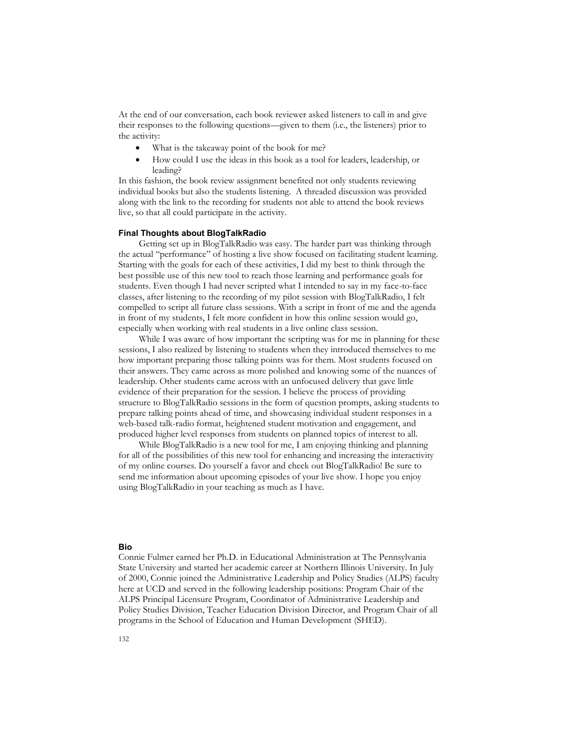At the end of our conversation, each book reviewer asked listeners to call in and give their responses to the following questions—given to them (i.e., the listeners) prior to the activity:

- What is the takeaway point of the book for me?
- How could I use the ideas in this book as a tool for leaders, leadership, or leading?

In this fashion, the book review assignment benefited not only students reviewing individual books but also the students listening. A threaded discussion was provided along with the link to the recording for students not able to attend the book reviews live, so that all could participate in the activity.

### Final Thoughts about BlogTalkRadio

Getting set up in BlogTalkRadio was easy. The harder part was thinking through the actual "performance" of hosting a live show focused on facilitating student learning. Starting with the goals for each of these activities, I did my best to think through the best possible use of this new tool to reach those learning and performance goals for students. Even though I had never scripted what I intended to say in my face-to-face classes, after listening to the recording of my pilot session with BlogTalkRadio, I felt compelled to script all future class sessions. With a script in front of me and the agenda in front of my students, I felt more confident in how this online session would go, especially when working with real students in a live online class session.

While I was aware of how important the scripting was for me in planning for these sessions, I also realized by listening to students when they introduced themselves to me how important preparing those talking points was for them. Most students focused on their answers. They came across as more polished and knowing some of the nuances of leadership. Other students came across with an unfocused delivery that gave little evidence of their preparation for the session. I believe the process of providing structure to BlogTalkRadio sessions in the form of question prompts, asking students to prepare talking points ahead of time, and showcasing individual student responses in a web-based talk-radio format, heightened student motivation and engagement, and produced higher level responses from students on planned topics of interest to all.

While BlogTalkRadio is a new tool for me, I am enjoying thinking and planning for all of the possibilities of this new tool for enhancing and increasing the interactivity of my online courses. Do yourself a favor and check out BlogTalkRadio! Be sure to send me information about upcoming episodes of your live show. I hope you enjoy using BlogTalkRadio in your teaching as much as I have.

### Bio

Connie Fulmer earned her Ph.D. in Educational Administration at The Pennsylvania State University and started her academic career at Northern Illinois University. In July of 2000, Connie joined the Administrative Leadership and Policy Studies (ALPS) faculty here at UCD and served in the following leadership positions: Program Chair of the ALPS Principal Licensure Program, Coordinator of Administrative Leadership and Policy Studies Division, Teacher Education Division Director, and Program Chair of all programs in the School of Education and Human Development (SHED).